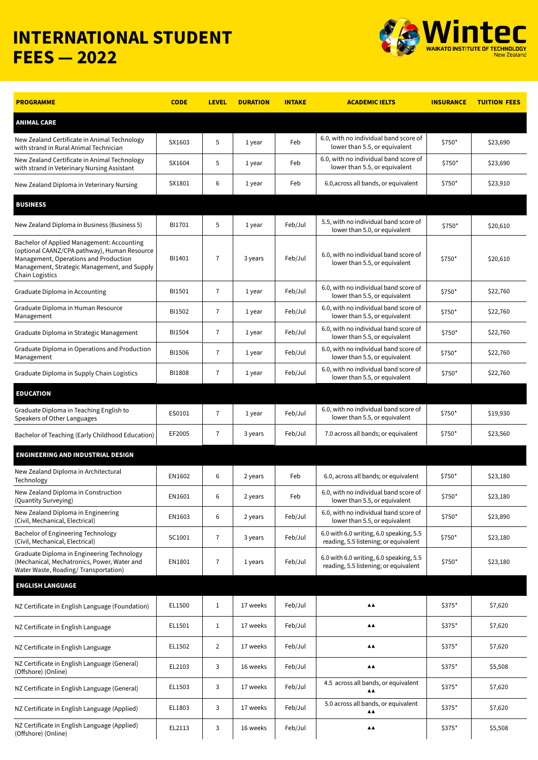# INTERNATIONAL STUDENT FEES — 2022

Wintec
WAIKATO INSTITUTE OF TECHNOLOGY
New Zealand

| PROGRAMME | CODE | LEVEL | DURATION | INTAKE | ACADEMIC IELTS | INSURANCE | TUITION FEES |
|---|---|---|---|---|---|---|---|
| **ANIMAL CARE** | | | | | | | |
| New Zealand Certificate in Animal Technology with strand in Rural Animal Technician | SX1603 | 5 | 1 year | Feb | 6.0, with no individual band score of lower than 5.5, or equivalent | $750* | $23,690 |
| New Zealand Certificate in Animal Technology with strand in Veterinary Nursing Assistant | SX1604 | 5 | 1 year | Feb | 6.0, with no individual band score of lower than 5.5, or equivalent | $750* | $23,690 |
| New Zealand Diploma in Veterinary Nursing | SX1801 | 6 | 1 year | Feb | 6.0,across all bands, or equivalent | $750* | $23,910 |
| **BUSINESS** | | | | | | | |
| New Zealand Diploma in Business (Business 5) | BI1701 | 5 | 1 year | Feb/Jul | 5.5, with no individual band score of lower than 5.0, or equivalent | $750* | $20,610 |
| Bachelor of Applied Management: Accounting (optional CAANZ/CPA pathway), Human Resource Management, Operations and Production Management, Strategic Management, and Supply Chain Logistics | BI1401 | 7 | 3 years | Feb/Jul | 6.0, with no individual band score of lower than 5.5, or equivalent | $750* | $20,610 |
| Graduate Diploma in Accounting | BI1501 | 7 | 1 year | Feb/Jul | 6.0, with no individual band score of lower than 5.5, or equivalent | $750* | $22,760 |
| Graduate Diploma in Human Resource Management | BI1502 | 7 | 1 year | Feb/Jul | 6.0, with no individual band score of lower than 5.5, or equivalent | $750* | $22,760 |
| Graduate Diploma in Strategic Management | BI1504 | 7 | 1 year | Feb/Jul | 6.0, with no individual band score of lower than 5.5, or equivalent | $750* | $22,760 |
| Graduate Diploma in Operations and Production Management | BI1506 | 7 | 1 year | Feb/Jul | 6.0, with no individual band score of lower than 5.5, or equivalent | $750* | $22,760 |
| Graduate Diploma in Supply Chain Logistics | BI1808 | 7 | 1 year | Feb/Jul | 6.0, with no individual band score of lower than 5.5, or equivalent | $750* | $22,760 |
| **EDUCATION** | | | | | | | |
| Graduate Diploma in Teaching English to Speakers of Other Languages | ES0101 | 7 | 1 year | Feb/Jul | 6.0, with no individual band score of lower than 5.5, or equivalent | $750* | $19,930 |
| Bachelor of Teaching (Early Childhood Education) | EF2005 | 7 | 3 years | Feb/Jul | 7.0 across all bands; or equivalent | $750* | $23,560 |
| **ENGINEERING AND INDUSTRIAL DESIGN** | | | | | | | |
| New Zealand Diploma in Architectural Technology | EN1602 | 6 | 2 years | Feb | 6.0, across all bands; or equivalent | $750* | $23,180 |
| New Zealand Diploma in Construction (Quantity Surveying) | EN1601 | 6 | 2 years | Feb | 6.0, with no individual band score of lower than 5.5, or equivalent | $750* | $23,180 |
| New Zealand Diploma in Engineering (Civil, Mechanical, Electrical) | EN1603 | 6 | 2 years | Feb/Jul | 6.0, with no individual band score of lower than 5.5, or equivalent | $750* | $23,890 |
| Bachelor of Engineering Technology (Civil, Mechanical, Electrical) | SC1001 | 7 | 3 years | Feb/Jul | 6.0 with 6.0 writing, 6.0 speaking, 5.5 reading, 5.5 listening; or equivalent | $750* | $23,180 |
| Graduate Diploma in Engineering Technology (Mechanical, Mechatronics, Power, Water and Water Waste, Roading/ Transportation) | EN1801 | 7 | 1 years | Feb/Jul | 6.0 with 6.0 writing, 6.0 speaking, 5.5 reading, 5.5 listening; or equivalent | $750* | $23,180 |
| **ENGLISH LANGUAGE** | | | | | | | |
| NZ Certificate in English Language (Foundation) | EL1500 | 1 | 17 weeks | Feb/Jul | ▲▲ | $375* | $7,620 |
| NZ Certificate in English Language | EL1501 | 1 | 17 weeks | Feb/Jul | ▲▲ | $375* | $7,620 |
| NZ Certificate in English Language | EL1502 | 2 | 17 weeks | Feb/Jul | ▲▲ | $375* | $7,620 |
| NZ Certificate in English Language (General) (Offshore) (Online) | EL2103 | 3 | 16 weeks | Feb/Jul | ▲▲ | $375* | $5,508 |
| NZ Certificate in English Language (General) | EL1503 | 3 | 17 weeks | Feb/Jul | 4.5 across all bands, or equivalent ▲▲ | $375* | $7,620 |
| NZ Certificate in English Language (Applied) | EL1803 | 3 | 17 weeks | Feb/Jul | 5.0 across all bands, or equivalent ▲▲ | $375* | $7,620 |
| NZ Certificate in English Language (Applied) (Offshore) (Online) | EL2113 | 3 | 16 weeks | Feb/Jul | ▲▲ | $375* | $5,508 |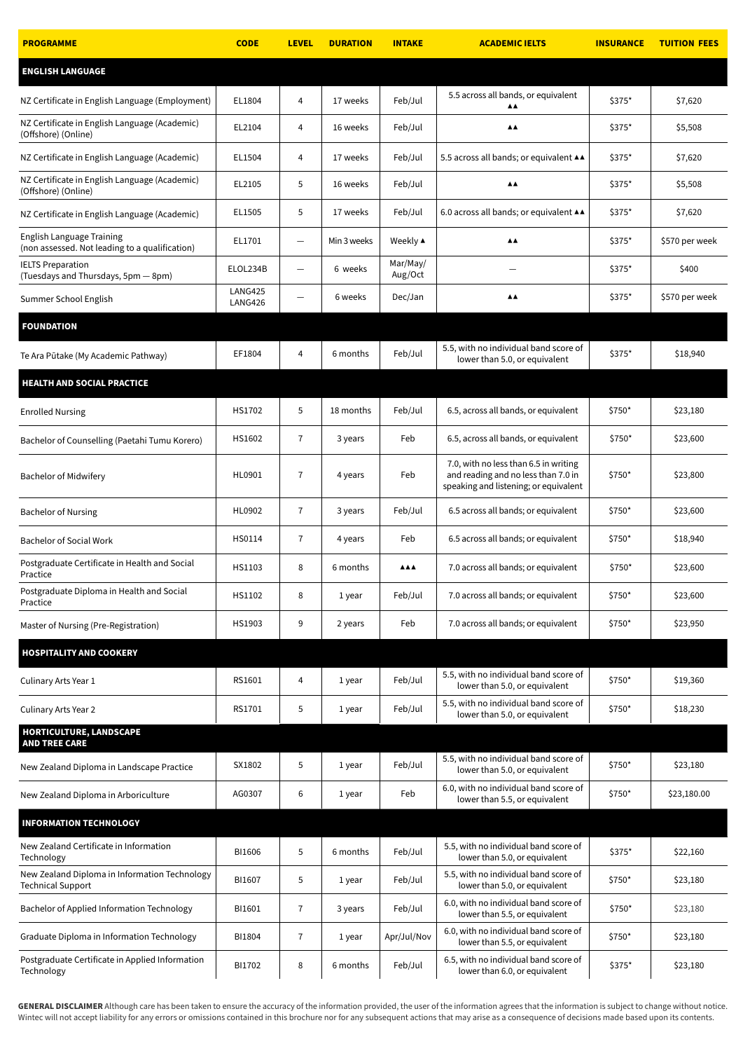| PROGRAMME | CODE | LEVEL | DURATION | INTAKE | ACADEMIC IELTS | INSURANCE | TUITION FEES |
|---|---|---|---|---|---|---|---|
| **ENGLISH LANGUAGE** | | | | | | | |
| NZ Certificate in English Language (Employment) | EL1804 | 4 | 17 weeks | Feb/Jul | 5.5 across all bands, or equivalent ▲▲ | $375* | $7,620 |
| NZ Certificate in English Language (Academic) (Offshore) (Online) | EL2104 | 4 | 16 weeks | Feb/Jul | ▲▲ | $375* | $5,508 |
| NZ Certificate in English Language (Academic) | EL1504 | 4 | 17 weeks | Feb/Jul | 5.5 across all bands; or equivalent ▲▲ | $375* | $7,620 |
| NZ Certificate in English Language (Academic) (Offshore) (Online) | EL2105 | 5 | 16 weeks | Feb/Jul | ▲▲ | $375* | $5,508 |
| NZ Certificate in English Language (Academic) | EL1505 | 5 | 17 weeks | Feb/Jul | 6.0 across all bands; or equivalent ▲▲ | $375* | $7,620 |
| English Language Training (non assessed. Not leading to a qualification) | EL1701 | — | Min 3 weeks | Weekly ▲ | ▲▲ | $375* | $570 per week |
| IELTS Preparation (Tuesdays and Thursdays, 5pm — 8pm) | ELOL234B | — | 6 weeks | Mar/May/Aug/Oct | — | $375* | $400 |
| Summer School English | LANG425 LANG426 | — | 6 weeks | Dec/Jan | ▲▲ | $375* | $570 per week |
| **FOUNDATION** | | | | | | | |
| Te Ara Pūtake (My Academic Pathway) | EF1804 | 4 | 6 months | Feb/Jul | 5.5, with no individual band score of lower than 5.0, or equivalent | $375* | $18,940 |
| **HEALTH AND SOCIAL PRACTICE** | | | | | | | |
| Enrolled Nursing | HS1702 | 5 | 18 months | Feb/Jul | 6.5, across all bands, or equivalent | $750* | $23,180 |
| Bachelor of Counselling (Paetahi Tumu Korero) | HS1602 | 7 | 3 years | Feb | 6.5, across all bands, or equivalent | $750* | $23,600 |
| Bachelor of Midwifery | HL0901 | 7 | 4 years | Feb | 7.0, with no less than 6.5 in writing and reading and no less than 7.0 in speaking and listening; or equivalent | $750* | $23,800 |
| Bachelor of Nursing | HL0902 | 7 | 3 years | Feb/Jul | 6.5 across all bands; or equivalent | $750* | $23,600 |
| Bachelor of Social Work | HS0114 | 7 | 4 years | Feb | 6.5 across all bands; or equivalent | $750* | $18,940 |
| Postgraduate Certificate in Health and Social Practice | HS1103 | 8 | 6 months | ▲▲▲ | 7.0 across all bands; or equivalent | $750* | $23,600 |
| Postgraduate Diploma in Health and Social Practice | HS1102 | 8 | 1 year | Feb/Jul | 7.0 across all bands; or equivalent | $750* | $23,600 |
| Master of Nursing (Pre-Registration) | HS1903 | 9 | 2 years | Feb | 7.0 across all bands; or equivalent | $750* | $23,950 |
| **HOSPITALITY AND COOKERY** | | | | | | | |
| Culinary Arts Year 1 | RS1601 | 4 | 1 year | Feb/Jul | 5.5, with no individual band score of lower than 5.0, or equivalent | $750* | $19,360 |
| Culinary Arts Year 2 | RS1701 | 5 | 1 year | Feb/Jul | 5.5, with no individual band score of lower than 5.0, or equivalent | $750* | $18,230 |
| **HORTICULTURE, LANDSCAPE AND TREE CARE** | | | | | | | |
| New Zealand Diploma in Landscape Practice | SX1802 | 5 | 1 year | Feb/Jul | 5.5, with no individual band score of lower than 5.0, or equivalent | $750* | $23,180 |
| New Zealand Diploma in Arboriculture | AG0307 | 6 | 1 year | Feb | 6.0, with no individual band score of lower than 5.5, or equivalent | $750* | $23,180.00 |
| **INFORMATION TECHNOLOGY** | | | | | | | |
| New Zealand Certificate in Information Technology | BI1606 | 5 | 6 months | Feb/Jul | 5.5, with no individual band score of lower than 5.0, or equivalent | $375* | $22,160 |
| New Zealand Diploma in Information Technology Technical Support | BI1607 | 5 | 1 year | Feb/Jul | 5.5, with no individual band score of lower than 5.0, or equivalent | $750* | $23,180 |
| Bachelor of Applied Information Technology | BI1601 | 7 | 3 years | Feb/Jul | 6.0, with no individual band score of lower than 5.5, or equivalent | $750* | $23,180 |
| Graduate Diploma in Information Technology | BI1804 | 7 | 1 year | Apr/Jul/Nov | 6.0, with no individual band score of lower than 5.5, or equivalent | $750* | $23,180 |
| Postgraduate Certificate in Applied Information Technology | BI1702 | 8 | 6 months | Feb/Jul | 6.5, with no individual band score of lower than 6.0, or equivalent | $375* | $23,180 |

**GENERAL DISCLAIMER** Although care has been taken to ensure the accuracy of the information provided, the user of the information agrees that the information is subject to change without notice. Wintec will not accept liability for any errors or omissions contained in this brochure nor for any subsequent actions that may arise as a consequence of decisions made based upon its contents.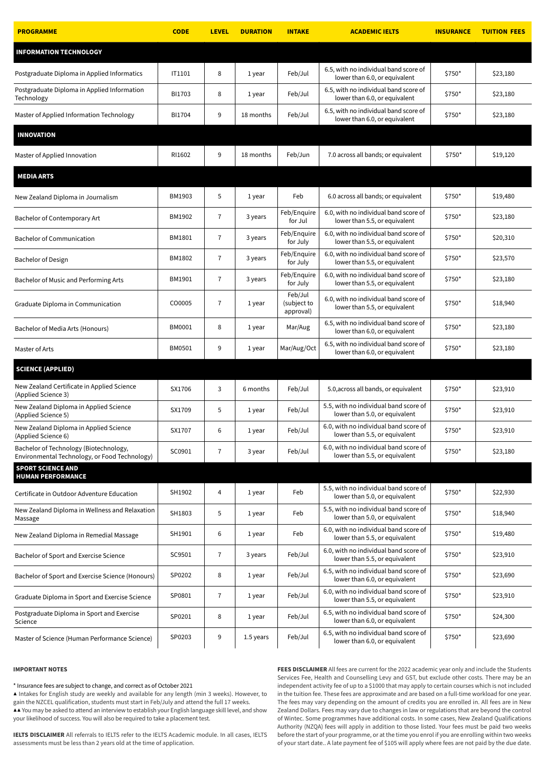| PROGRAMME | CODE | LEVEL | DURATION | INTAKE | ACADEMIC IELTS | INSURANCE | TUITION FEES |
|---|---|---|---|---|---|---|---|
| **INFORMATION TECHNOLOGY** | | | | | | | |
| Postgraduate Diploma in Applied Informatics | IT1101 | 8 | 1 year | Feb/Jul | 6.5, with no individual band score of lower than 6.0, or equivalent | $750* | $23,180 |
| Postgraduate Diploma in Applied Information Technology | BI1703 | 8 | 1 year | Feb/Jul | 6.5, with no individual band score of lower than 6.0, or equivalent | $750* | $23,180 |
| Master of Applied Information Technology | BI1704 | 9 | 18 months | Feb/Jul | 6.5, with no individual band score of lower than 6.0, or equivalent | $750* | $23,180 |
| **INNOVATION** | | | | | | | |
| Master of Applied Innovation | RI1602 | 9 | 18 months | Feb/Jun | 7.0 across all bands; or equivalent | $750* | $19,120 |
| **MEDIA ARTS** | | | | | | | |
| New Zealand Diploma in Journalism | BM1903 | 5 | 1 year | Feb | 6.0 across all bands; or equivalent | $750* | $19,480 |
| Bachelor of Contemporary Art | BM1902 | 7 | 3 years | Feb/Enquire for Jul | 6.0, with no individual band score of lower than 5.5, or equivalent | $750* | $23,180 |
| Bachelor of Communication | BM1801 | 7 | 3 years | Feb/Enquire for July | 6.0, with no individual band score of lower than 5.5, or equivalent | $750* | $20,310 |
| Bachelor of Design | BM1802 | 7 | 3 years | Feb/Enquire for July | 6.0, with no individual band score of lower than 5.5, or equivalent | $750* | $23,570 |
| Bachelor of Music and Performing Arts | BM1901 | 7 | 3 years | Feb/Enquire for July | 6.0, with no individual band score of lower than 5.5, or equivalent | $750* | $23,180 |
| Graduate Diploma in Communication | CO0005 | 7 | 1 year | Feb/Jul (subject to approval) | 6.0, with no individual band score of lower than 5.5, or equivalent | $750* | $18,940 |
| Bachelor of Media Arts (Honours) | BM0001 | 8 | 1 year | Mar/Aug | 6.5, with no individual band score of lower than 6.0, or equivalent | $750* | $23,180 |
| Master of Arts | BM0501 | 9 | 1 year | Mar/Aug/Oct | 6.5, with no individual band score of lower than 6.0, or equivalent | $750* | $23,180 |
| **SCIENCE (APPLIED)** | | | | | | | |
| New Zealand Certificate in Applied Science (Applied Science 3) | SX1706 | 3 | 6 months | Feb/Jul | 5.0,across all bands, or equivalent | $750* | $23,910 |
| New Zealand Diploma in Applied Science (Applied Science 5) | SX1709 | 5 | 1 year | Feb/Jul | 5.5, with no individual band score of lower than 5.0, or equivalent | $750* | $23,910 |
| New Zealand Diploma in Applied Science (Applied Science 6) | SX1707 | 6 | 1 year | Feb/Jul | 6.0, with no individual band score of lower than 5.5, or equivalent | $750* | $23,910 |
| Bachelor of Technology (Biotechnology, Environmental Technology, or Food Technology) | SC0901 | 7 | 3 year | Feb/Jul | 6.0, with no individual band score of lower than 5.5, or equivalent | $750* | $23,180 |
| **SPORT SCIENCE AND HUMAN PERFORMANCE** | | | | | | | |
| Certificate in Outdoor Adventure Education | SH1902 | 4 | 1 year | Feb | 5.5, with no individual band score of lower than 5.0, or equivalent | $750* | $22,930 |
| New Zealand Diploma in Wellness and Relaxation Massage | SH1803 | 5 | 1 year | Feb | 5.5, with no individual band score of lower than 5.0, or equivalent | $750* | $18,940 |
| New Zealand Diploma in Remedial Massage | SH1901 | 6 | 1 year | Feb | 6.0, with no individual band score of lower than 5.5, or equivalent | $750* | $19,480 |
| Bachelor of Sport and Exercise Science | SC9501 | 7 | 3 years | Feb/Jul | 6.0, with no individual band score of lower than 5.5, or equivalent | $750* | $23,910 |
| Bachelor of Sport and Exercise Science (Honours) | SP0202 | 8 | 1 year | Feb/Jul | 6.5, with no individual band score of lower than 6.0, or equivalent | $750* | $23,690 |
| Graduate Diploma in Sport and Exercise Science | SP0801 | 7 | 1 year | Feb/Jul | 6.0, with no individual band score of lower than 5.5, or equivalent | $750* | $23,910 |
| Postgraduate Diploma in Sport and Exercise Science | SP0201 | 8 | 1 year | Feb/Jul | 6.5, with no individual band score of lower than 6.0, or equivalent | $750* | $24,300 |
| Master of Science (Human Performance Science) | SP0203 | 9 | 1.5 years | Feb/Jul | 6.5, with no individual band score of lower than 6.0, or equivalent | $750* | $23,690 |

**IMPORTANT NOTES**

* Insurance fees are subject to change, and correct as of October 2021

▲ Intakes for English study are weekly and available for any length (min 3 weeks). However, to gain the NZCEL qualification, students must start in Feb/July and attend the full 17 weeks.

▲▲ You may be asked to attend an interview to establish your English language skill level, and show your likelihood of success. You will also be required to take a placement test.

**IELTS DISCLAIMER** All referrals to IELTS refer to the IELTS Academic module. In all cases, IELTS assessments must be less than 2 years old at the time of application.

**FEES DISCLAIMER** All fees are current for the 2022 academic year only and include the Students Services Fee, Health and Counselling Levy and GST, but exclude other costs. There may be an independent activity fee of up to a $1000 that may apply to certain courses which is not included in the tuition fee. These fees are approximate and are based on a full-time workload for one year. The fees may vary depending on the amount of credits you are enrolled in. All fees are in New Zealand Dollars. Fees may vary due to changes in law or regulations that are beyond the control of Wintec. Some programmes have additional costs. In some cases, New Zealand Qualifications Authority (NZQA) fees will apply in addition to those listed. Your fees must be paid two weeks before the start of your programme, or at the time you enrol if you are enrolling within two weeks of your start date.. A late payment fee of $105 will apply where fees are not paid by the due date.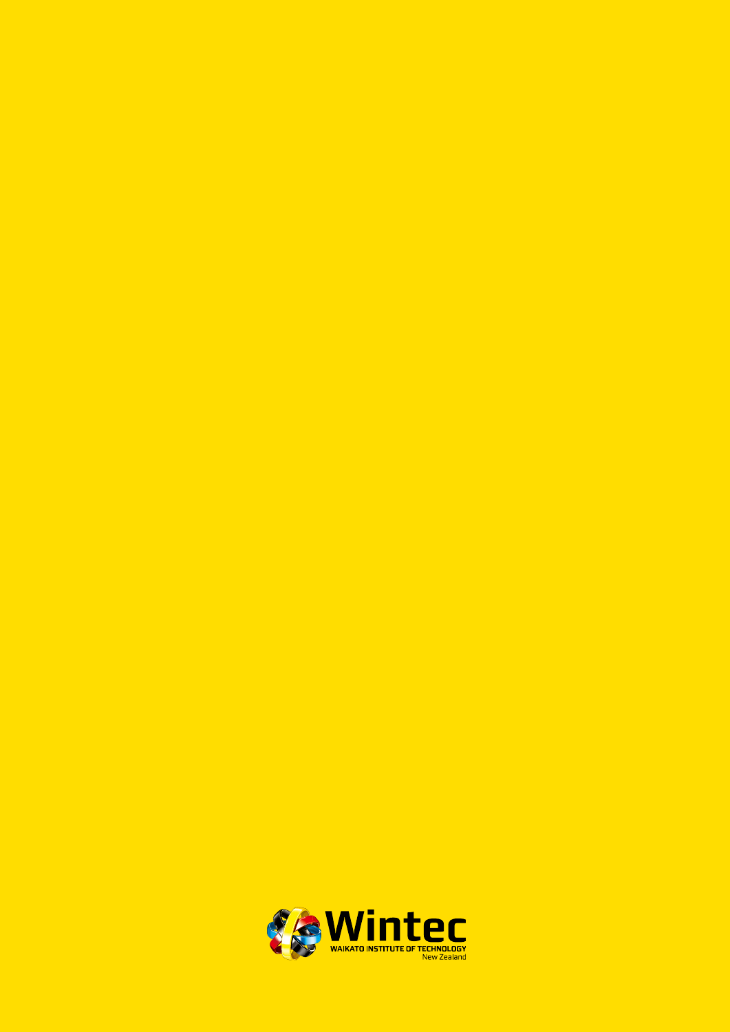Wintec

WAIKATO INSTITUTE OF TECHNOLOGY

New Zealand